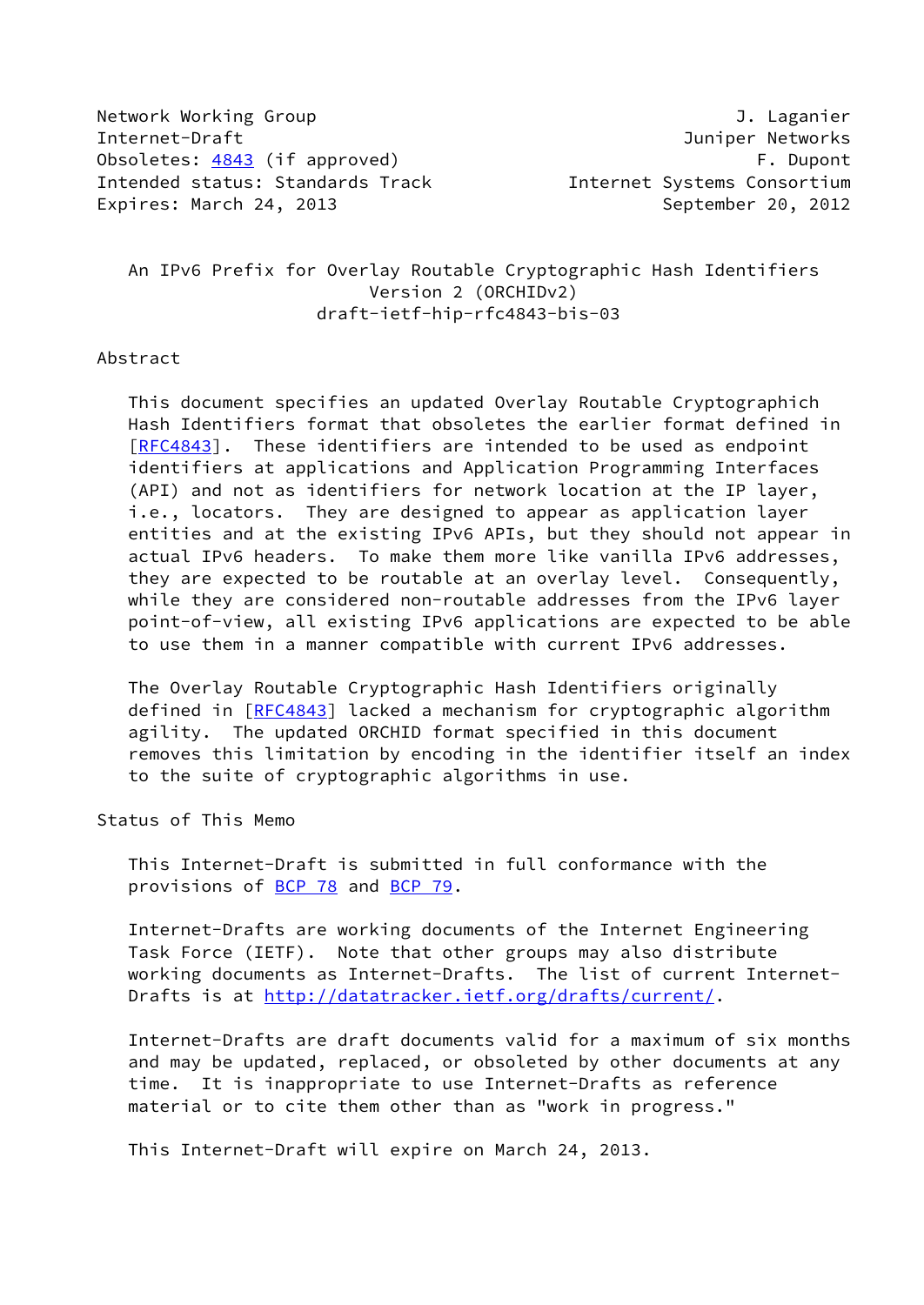Network Working Group J. Laganier
Internet-Draft Juniper Networks
Obsoletes: 4843 (if approved) F. Dupont
Intended status: Standards Track Internet Systems Consortium
Expires: March 24, 2013 September 20, 2012

# An IPv6 Prefix for Overlay Routable Cryptographic Hash Identifiers Version 2 (ORCHIDv2)

draft-ietf-hip-rfc4843-bis-03

## Abstract

This document specifies an updated Overlay Routable Cryptographich Hash Identifiers format that obsoletes the earlier format defined in [RFC4843]. These identifiers are intended to be used as endpoint identifiers at applications and Application Programming Interfaces (API) and not as identifiers for network location at the IP layer, i.e., locators. They are designed to appear as application layer entities and at the existing IPv6 APIs, but they should not appear in actual IPv6 headers. To make them more like vanilla IPv6 addresses, they are expected to be routable at an overlay level. Consequently, while they are considered non-routable addresses from the IPv6 layer point-of-view, all existing IPv6 applications are expected to be able to use them in a manner compatible with current IPv6 addresses.

The Overlay Routable Cryptographic Hash Identifiers originally defined in [RFC4843] lacked a mechanism for cryptographic algorithm agility. The updated ORCHID format specified in this document removes this limitation by encoding in the identifier itself an index to the suite of cryptographic algorithms in use.

## Status of This Memo

This Internet-Draft is submitted in full conformance with the provisions of BCP 78 and BCP 79.

Internet-Drafts are working documents of the Internet Engineering Task Force (IETF). Note that other groups may also distribute working documents as Internet-Drafts. The list of current Internet-Drafts is at http://datatracker.ietf.org/drafts/current/.

Internet-Drafts are draft documents valid for a maximum of six months and may be updated, replaced, or obsoleted by other documents at any time. It is inappropriate to use Internet-Drafts as reference material or to cite them other than as "work in progress."

This Internet-Draft will expire on March 24, 2013.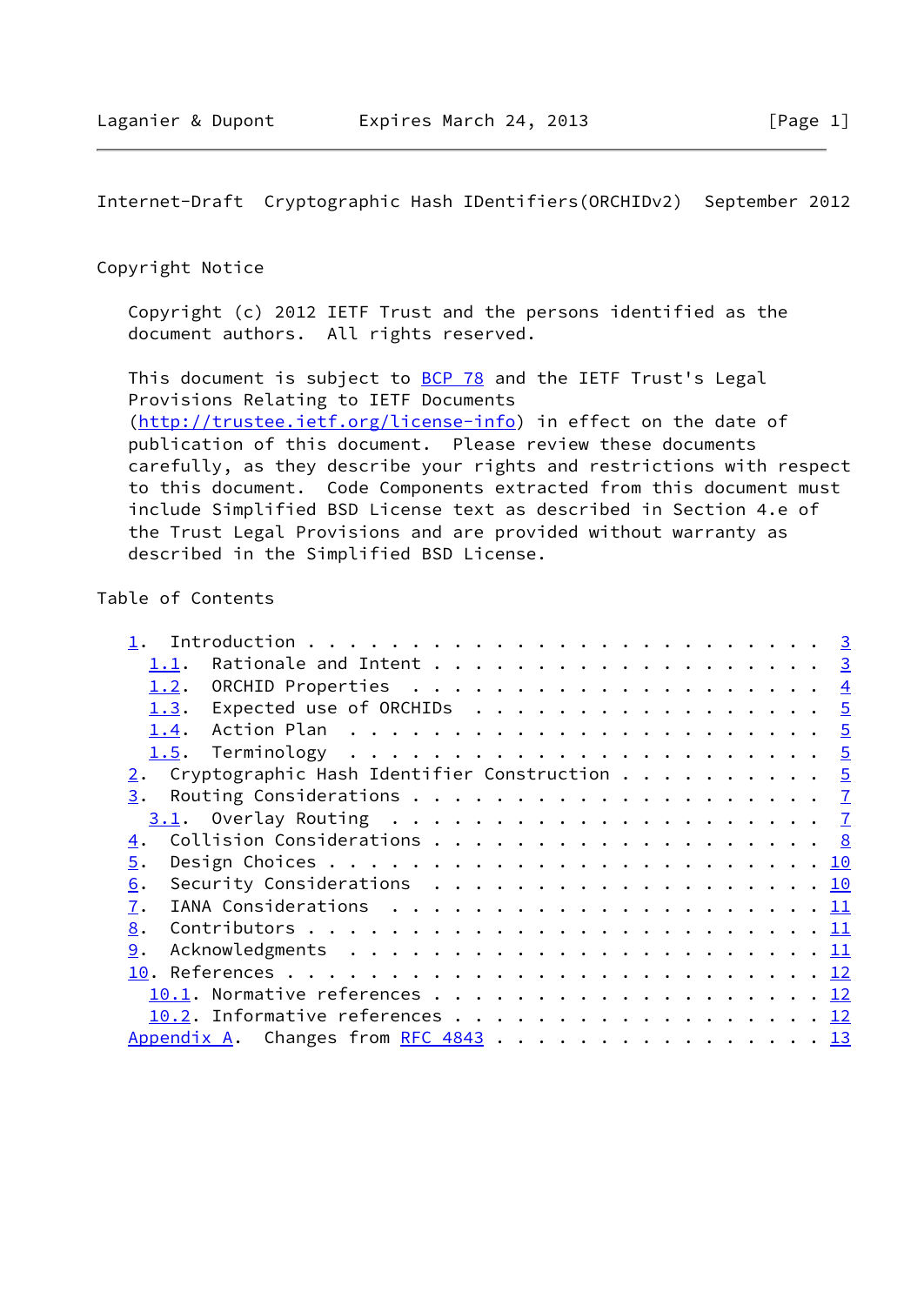## Copyright Notice

Copyright (c) 2012 IETF Trust and the persons identified as the document authors. All rights reserved.

This document is subject to BCP 78 and the IETF Trust's Legal Provisions Relating to IETF Documents (http://trustee.ietf.org/license-info) in effect on the date of publication of this document. Please review these documents carefully, as they describe your rights and restrictions with respect to this document. Code Components extracted from this document must include Simplified BSD License text as described in Section 4.e of the Trust Legal Provisions and are provided without warranty as described in the Simplified BSD License.

## Table of Contents

```
1.  Introduction . . . . . . . . . . . . . . . . . . . . . . . .  3
  1.1.  Rationale and Intent . . . . . . . . . . . . . . . . . .  3
  1.2.  ORCHID Properties  . . . . . . . . . . . . . . . . . . .  4
  1.3.  Expected use of ORCHIDs  . . . . . . . . . . . . . . . .  5
  1.4.  Action Plan  . . . . . . . . . . . . . . . . . . . . . .  5
  1.5.  Terminology  . . . . . . . . . . . . . . . . . . . . . .  5
2.  Cryptographic Hash Identifier Construction . . . . . . . . .  5
3.  Routing Considerations . . . . . . . . . . . . . . . . . . .  7
  3.1.  Overlay Routing  . . . . . . . . . . . . . . . . . . . .  7
4.  Collision Considerations . . . . . . . . . . . . . . . . . .  8
5.  Design Choices . . . . . . . . . . . . . . . . . . . . . . . 10
6.  Security Considerations  . . . . . . . . . . . . . . . . . . 10
7.  IANA Considerations  . . . . . . . . . . . . . . . . . . . . 11
8.  Contributors . . . . . . . . . . . . . . . . . . . . . . . . 11
9.  Acknowledgments  . . . . . . . . . . . . . . . . . . . . . . 11
10. References . . . . . . . . . . . . . . . . . . . . . . . . . 12
  10.1. Normative references . . . . . . . . . . . . . . . . . . 12
  10.2. Informative references . . . . . . . . . . . . . . . . . 12
Appendix A.  Changes from RFC 4843 . . . . . . . . . . . . . . . 13
```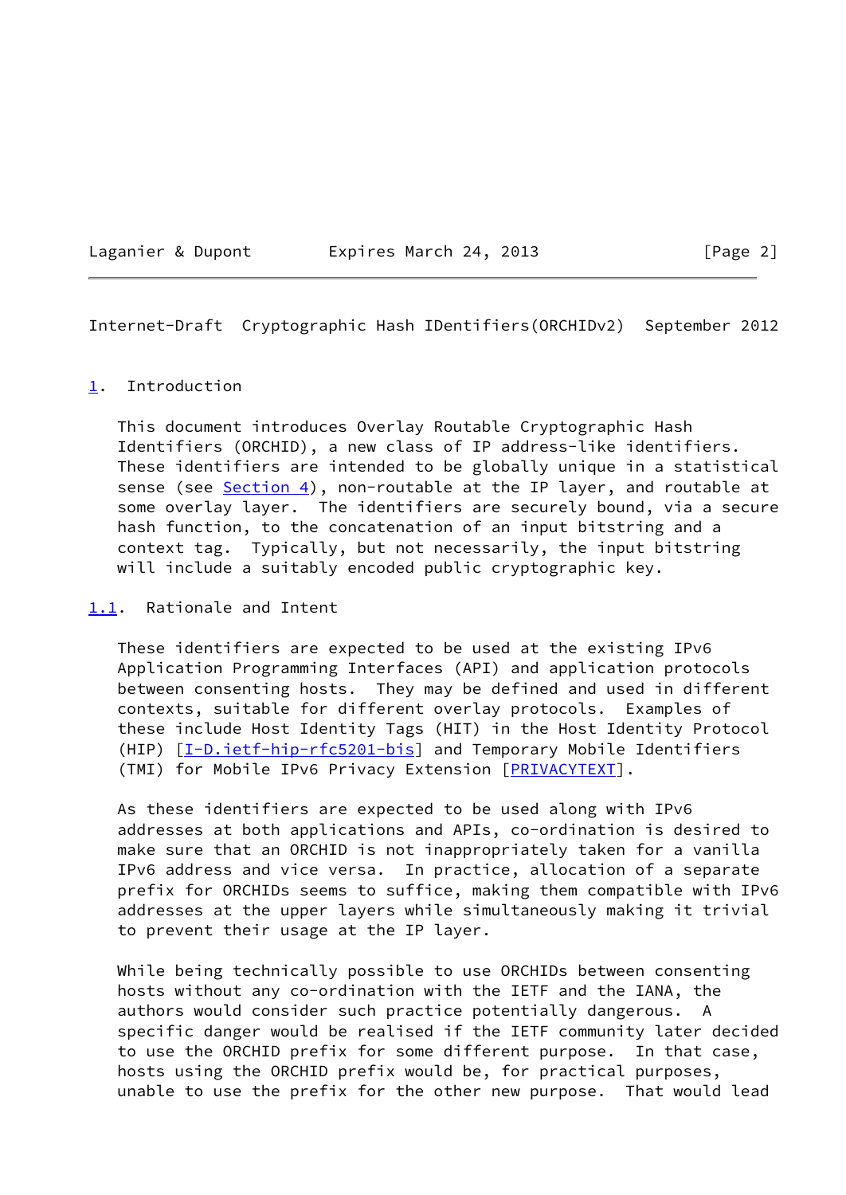## 1. Introduction

This document introduces Overlay Routable Cryptographic Hash Identifiers (ORCHID), a new class of IP address-like identifiers. These identifiers are intended to be globally unique in a statistical sense (see Section 4), non-routable at the IP layer, and routable at some overlay layer. The identifiers are securely bound, via a secure hash function, to the concatenation of an input bitstring and a context tag. Typically, but not necessarily, the input bitstring will include a suitably encoded public cryptographic key.

### 1.1. Rationale and Intent

These identifiers are expected to be used at the existing IPv6 Application Programming Interfaces (API) and application protocols between consenting hosts. They may be defined and used in different contexts, suitable for different overlay protocols. Examples of these include Host Identity Tags (HIT) in the Host Identity Protocol (HIP) [I-D.ietf-hip-rfc5201-bis] and Temporary Mobile Identifiers (TMI) for Mobile IPv6 Privacy Extension [PRIVACYTEXT].

As these identifiers are expected to be used along with IPv6 addresses at both applications and APIs, co-ordination is desired to make sure that an ORCHID is not inappropriately taken for a vanilla IPv6 address and vice versa. In practice, allocation of a separate prefix for ORCHIDs seems to suffice, making them compatible with IPv6 addresses at the upper layers while simultaneously making it trivial to prevent their usage at the IP layer.

While being technically possible to use ORCHIDs between consenting hosts without any co-ordination with the IETF and the IANA, the authors would consider such practice potentially dangerous. A specific danger would be realised if the IETF community later decided to use the ORCHID prefix for some different purpose. In that case, hosts using the ORCHID prefix would be, for practical purposes, unable to use the prefix for the other new purpose. That would lead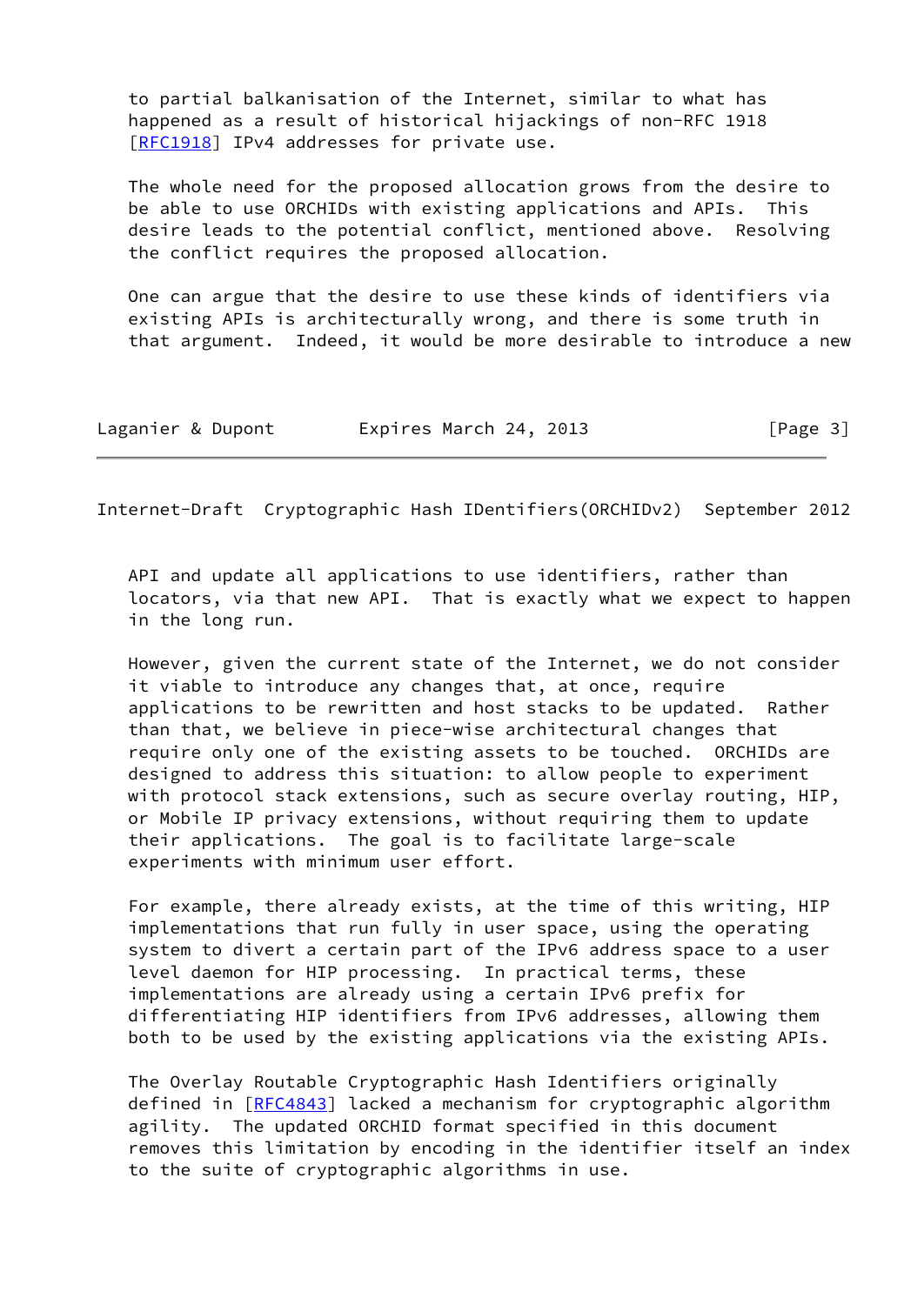to partial balkanisation of the Internet, similar to what has happened as a result of historical hijackings of non-RFC 1918 [RFC1918] IPv4 addresses for private use.

The whole need for the proposed allocation grows from the desire to be able to use ORCHIDs with existing applications and APIs. This desire leads to the potential conflict, mentioned above. Resolving the conflict requires the proposed allocation.

One can argue that the desire to use these kinds of identifiers via existing APIs is architecturally wrong, and there is some truth in that argument. Indeed, it would be more desirable to introduce a new API and update all applications to use identifiers, rather than locators, via that new API. That is exactly what we expect to happen in the long run.

However, given the current state of the Internet, we do not consider it viable to introduce any changes that, at once, require applications to be rewritten and host stacks to be updated. Rather than that, we believe in piece-wise architectural changes that require only one of the existing assets to be touched. ORCHIDs are designed to address this situation: to allow people to experiment with protocol stack extensions, such as secure overlay routing, HIP, or Mobile IP privacy extensions, without requiring them to update their applications. The goal is to facilitate large-scale experiments with minimum user effort.

For example, there already exists, at the time of this writing, HIP implementations that run fully in user space, using the operating system to divert a certain part of the IPv6 address space to a user level daemon for HIP processing. In practical terms, these implementations are already using a certain IPv6 prefix for differentiating HIP identifiers from IPv6 addresses, allowing them both to be used by the existing applications via the existing APIs.

The Overlay Routable Cryptographic Hash Identifiers originally defined in [RFC4843] lacked a mechanism for cryptographic algorithm agility. The updated ORCHID format specified in this document removes this limitation by encoding in the identifier itself an index to the suite of cryptographic algorithms in use.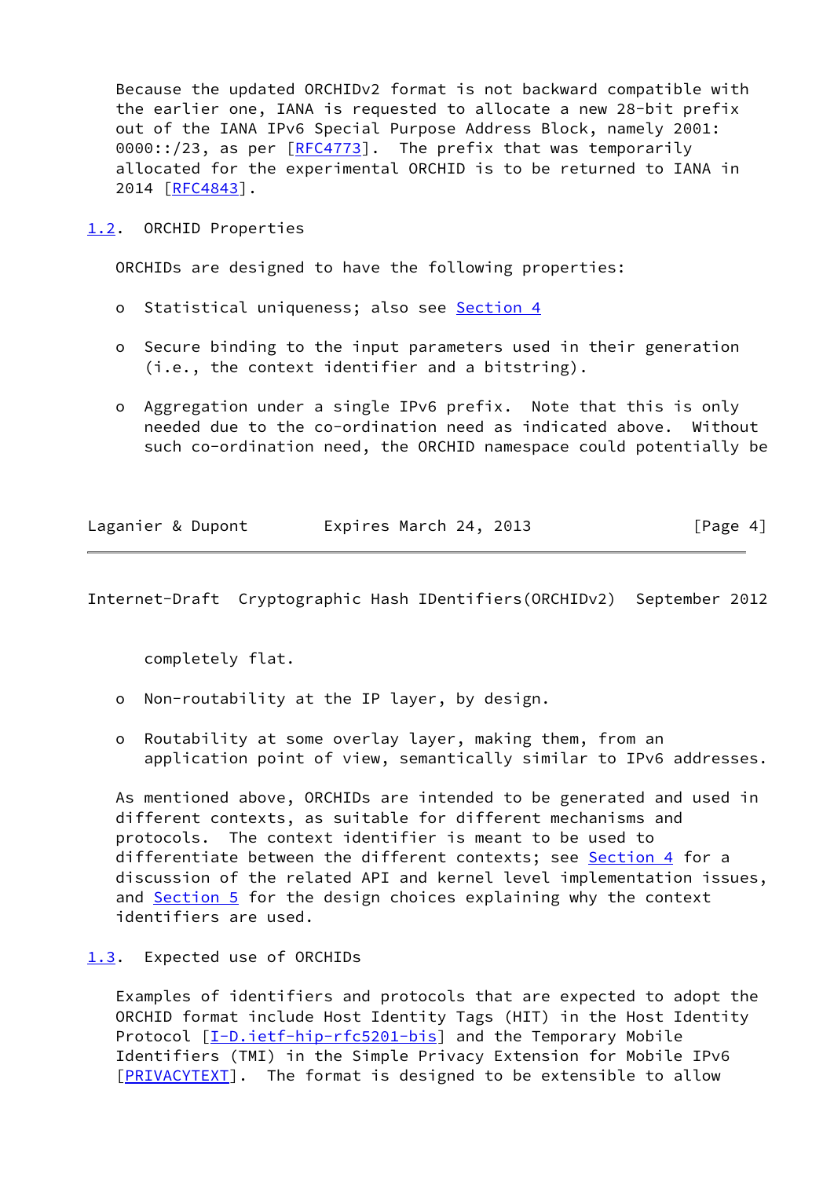Because the updated ORCHIDv2 format is not backward compatible with the earlier one, IANA is requested to allocate a new 28-bit prefix out of the IANA IPv6 Special Purpose Address Block, namely 2001:0000::/23, as per [RFC4773]. The prefix that was temporarily allocated for the experimental ORCHID is to be returned to IANA in 2014 [RFC4843].

### 1.2. ORCHID Properties

ORCHIDs are designed to have the following properties:

- Statistical uniqueness; also see Section 4
- Secure binding to the input parameters used in their generation (i.e., the context identifier and a bitstring).
- Aggregation under a single IPv6 prefix. Note that this is only needed due to the co-ordination need as indicated above. Without such co-ordination need, the ORCHID namespace could potentially be completely flat.
- Non-routability at the IP layer, by design.
- Routability at some overlay layer, making them, from an application point of view, semantically similar to IPv6 addresses.

As mentioned above, ORCHIDs are intended to be generated and used in different contexts, as suitable for different mechanisms and protocols. The context identifier is meant to be used to differentiate between the different contexts; see Section 4 for a discussion of the related API and kernel level implementation issues, and Section 5 for the design choices explaining why the context identifiers are used.

### 1.3. Expected use of ORCHIDs

Examples of identifiers and protocols that are expected to adopt the ORCHID format include Host Identity Tags (HIT) in the Host Identity Protocol [I-D.ietf-hip-rfc5201-bis] and the Temporary Mobile Identifiers (TMI) in the Simple Privacy Extension for Mobile IPv6 [PRIVACYTEXT]. The format is designed to be extensible to allow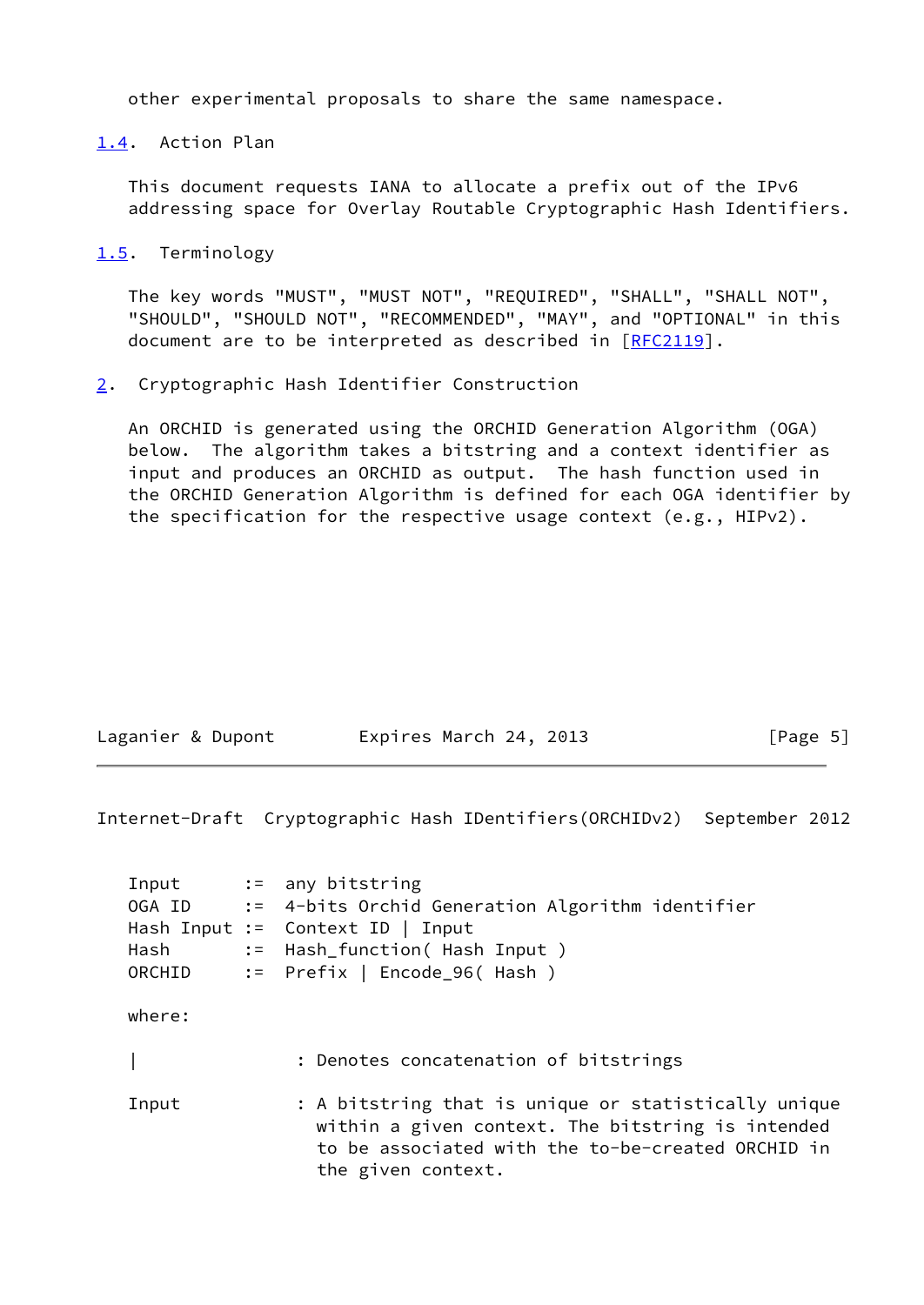other experimental proposals to share the same namespace.

### 1.4. Action Plan

This document requests IANA to allocate a prefix out of the IPv6 addressing space for Overlay Routable Cryptographic Hash Identifiers.

### 1.5. Terminology

The key words "MUST", "MUST NOT", "REQUIRED", "SHALL", "SHALL NOT", "SHOULD", "SHOULD NOT", "RECOMMENDED", "MAY", and "OPTIONAL" in this document are to be interpreted as described in [RFC2119].

## 2. Cryptographic Hash Identifier Construction

An ORCHID is generated using the ORCHID Generation Algorithm (OGA) below. The algorithm takes a bitstring and a context identifier as input and produces an ORCHID as output. The hash function used in the ORCHID Generation Algorithm is defined for each OGA identifier by the specification for the respective usage context (e.g., HIPv2).

```
Input      :=  any bitstring
OGA ID     :=  4-bits Orchid Generation Algorithm identifier
Hash Input :=  Context ID | Input
Hash       :=  Hash_function( Hash Input )
ORCHID     :=  Prefix | Encode_96( Hash )
```

where:

```
|                : Denotes concatenation of bitstrings

Input            : A bitstring that is unique or statistically unique
                   within a given context. The bitstring is intended
                   to be associated with the to-be-created ORCHID in
                   the given context.
```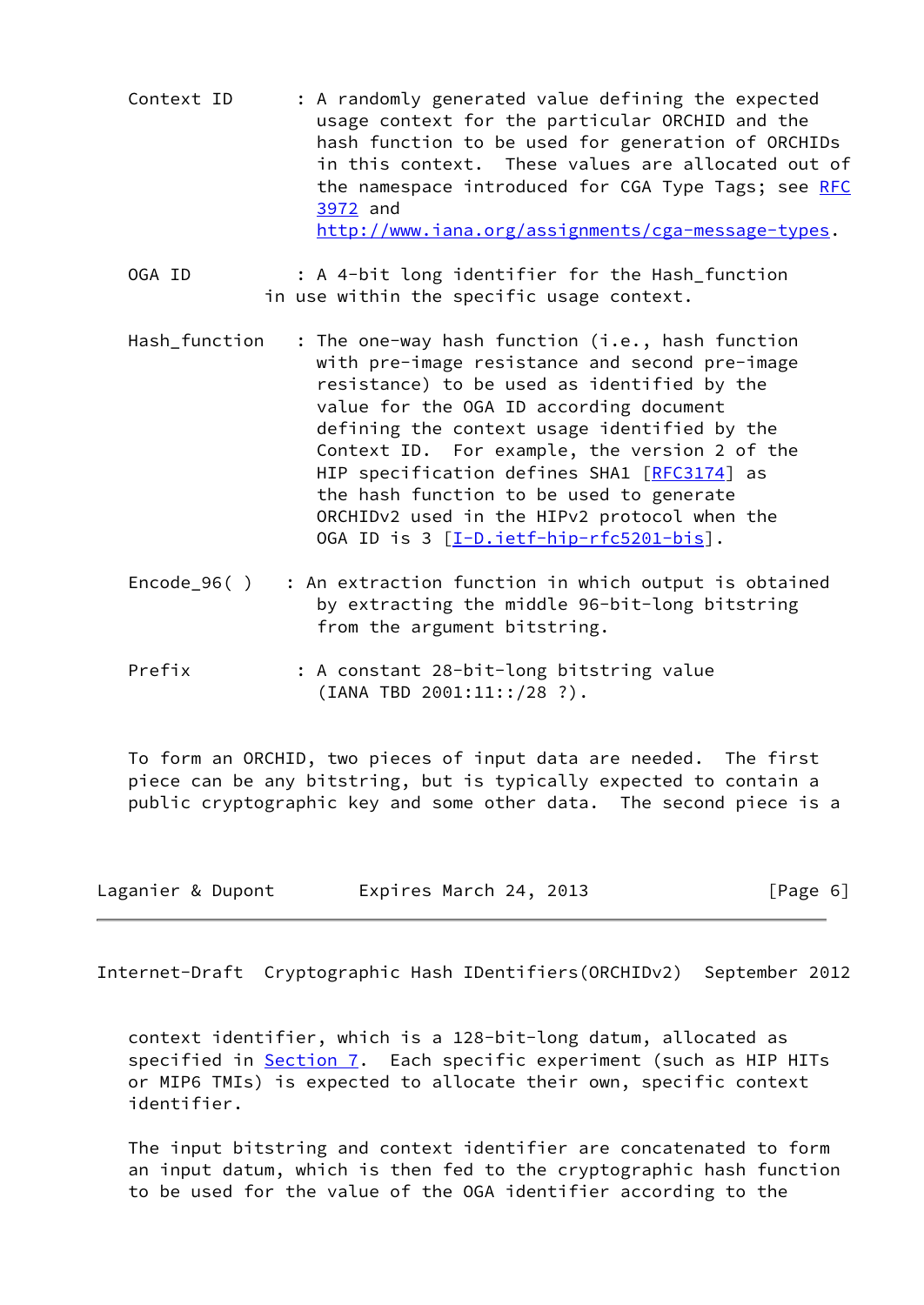Context ID : A randomly generated value defining the expected usage context for the particular ORCHID and the hash function to be used for generation of ORCHIDs in this context. These values are allocated out of the namespace introduced for CGA Type Tags; see RFC 3972 and http://www.iana.org/assignments/cga-message-types.

OGA ID : A 4-bit long identifier for the Hash_function in use within the specific usage context.

Hash_function : The one-way hash function (i.e., hash function with pre-image resistance and second pre-image resistance) to be used as identified by the value for the OGA ID according document defining the context usage identified by the Context ID. For example, the version 2 of the HIP specification defines SHA1 [RFC3174] as the hash function to be used to generate ORCHIDv2 used in the HIPv2 protocol when the OGA ID is 3 [I-D.ietf-hip-rfc5201-bis].

Encode_96( ) : An extraction function in which output is obtained by extracting the middle 96-bit-long bitstring from the argument bitstring.

Prefix : A constant 28-bit-long bitstring value (IANA TBD 2001:11::/28 ?).

To form an ORCHID, two pieces of input data are needed. The first piece can be any bitstring, but is typically expected to contain a public cryptographic key and some other data. The second piece is a context identifier, which is a 128-bit-long datum, allocated as specified in Section 7. Each specific experiment (such as HIP HITs or MIP6 TMIs) is expected to allocate their own, specific context identifier.

The input bitstring and context identifier are concatenated to form an input datum, which is then fed to the cryptographic hash function to be used for the value of the OGA identifier according to the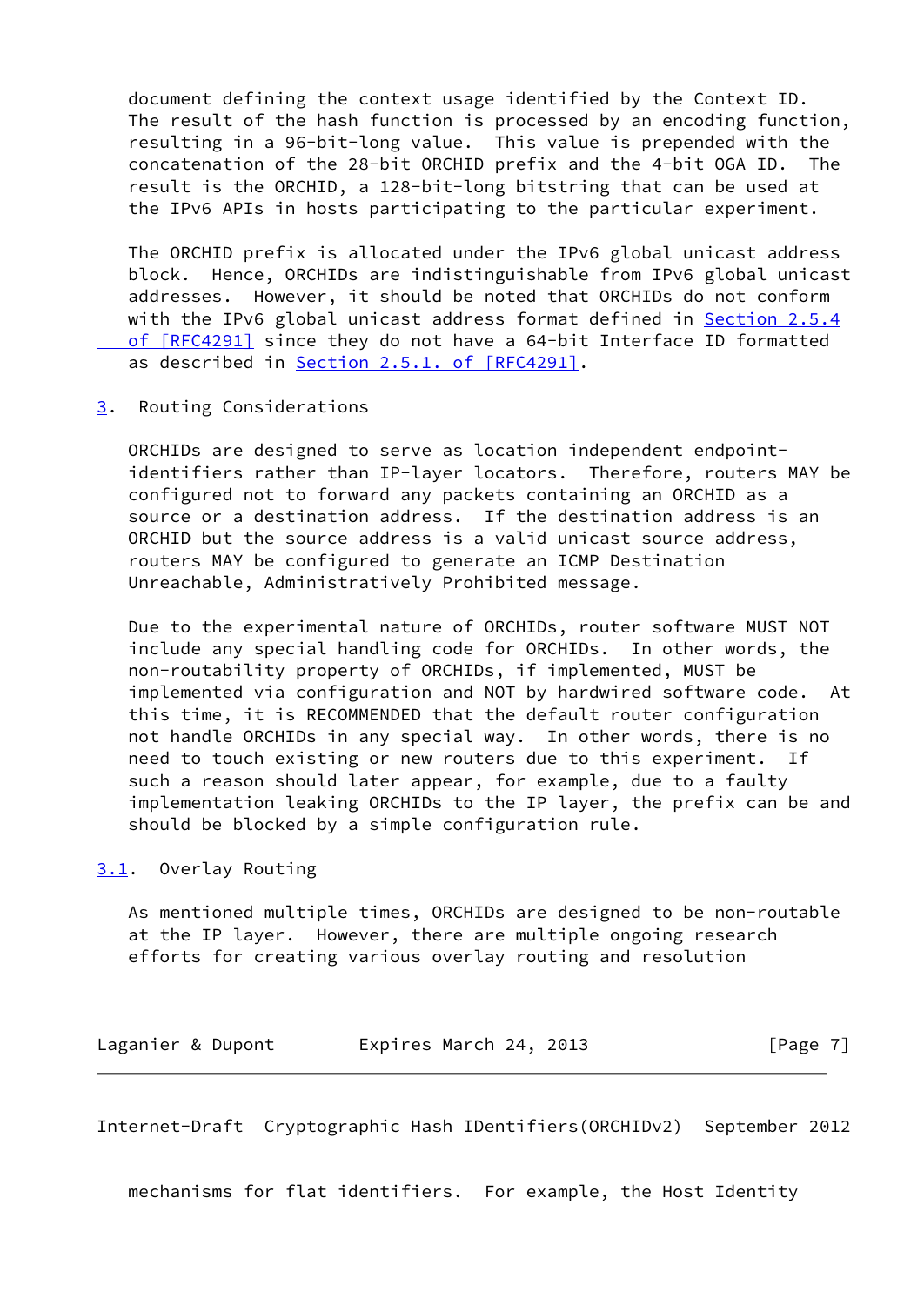document defining the context usage identified by the Context ID. The result of the hash function is processed by an encoding function, resulting in a 96-bit-long value. This value is prepended with the concatenation of the 28-bit ORCHID prefix and the 4-bit OGA ID. The result is the ORCHID, a 128-bit-long bitstring that can be used at the IPv6 APIs in hosts participating to the particular experiment.

The ORCHID prefix is allocated under the IPv6 global unicast address block. Hence, ORCHIDs are indistinguishable from IPv6 global unicast addresses. However, it should be noted that ORCHIDs do not conform with the IPv6 global unicast address format defined in Section 2.5.4 of [RFC4291] since they do not have a 64-bit Interface ID formatted as described in Section 2.5.1. of [RFC4291].

## 3. Routing Considerations

ORCHIDs are designed to serve as location independent endpoint-identifiers rather than IP-layer locators. Therefore, routers MAY be configured not to forward any packets containing an ORCHID as a source or a destination address. If the destination address is an ORCHID but the source address is a valid unicast source address, routers MAY be configured to generate an ICMP Destination Unreachable, Administratively Prohibited message.

Due to the experimental nature of ORCHIDs, router software MUST NOT include any special handling code for ORCHIDs. In other words, the non-routability property of ORCHIDs, if implemented, MUST be implemented via configuration and NOT by hardwired software code. At this time, it is RECOMMENDED that the default router configuration not handle ORCHIDs in any special way. In other words, there is no need to touch existing or new routers due to this experiment. If such a reason should later appear, for example, due to a faulty implementation leaking ORCHIDs to the IP layer, the prefix can be and should be blocked by a simple configuration rule.

### 3.1. Overlay Routing

As mentioned multiple times, ORCHIDs are designed to be non-routable at the IP layer. However, there are multiple ongoing research efforts for creating various overlay routing and resolution mechanisms for flat identifiers. For example, the Host Identity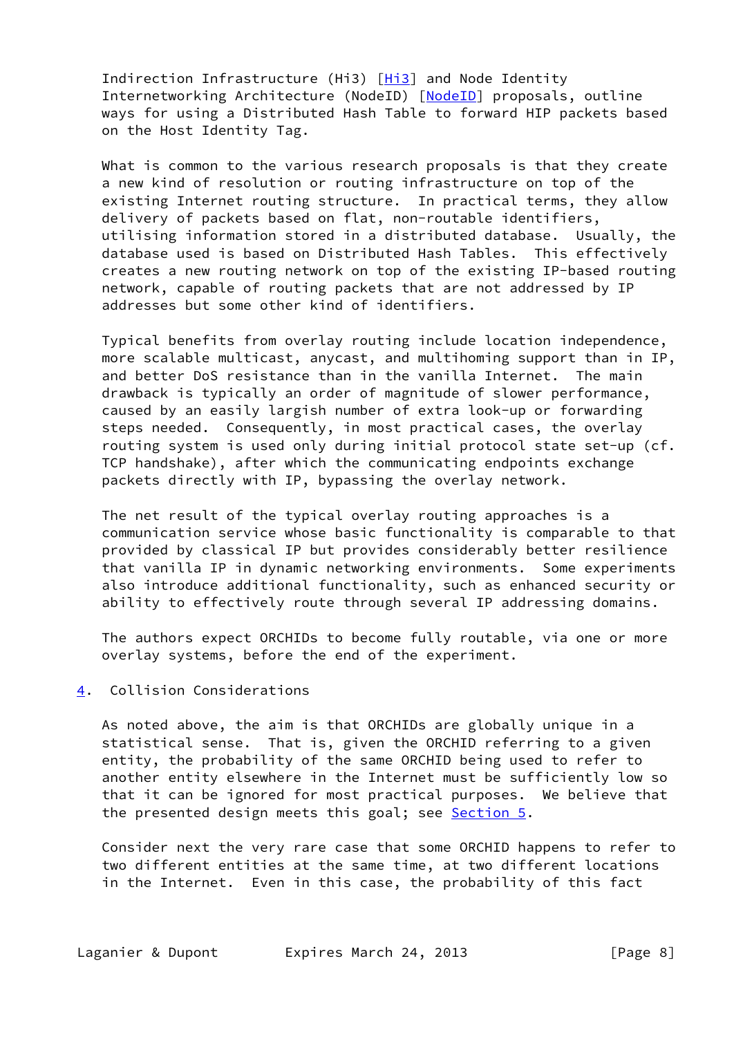Indirection Infrastructure (Hi3) [Hi3] and Node Identity Internetworking Architecture (NodeID) [NodeID] proposals, outline ways for using a Distributed Hash Table to forward HIP packets based on the Host Identity Tag.

What is common to the various research proposals is that they create a new kind of resolution or routing infrastructure on top of the existing Internet routing structure. In practical terms, they allow delivery of packets based on flat, non-routable identifiers, utilising information stored in a distributed database. Usually, the database used is based on Distributed Hash Tables. This effectively creates a new routing network on top of the existing IP-based routing network, capable of routing packets that are not addressed by IP addresses but some other kind of identifiers.

Typical benefits from overlay routing include location independence, more scalable multicast, anycast, and multihoming support than in IP, and better DoS resistance than in the vanilla Internet. The main drawback is typically an order of magnitude of slower performance, caused by an easily largish number of extra look-up or forwarding steps needed. Consequently, in most practical cases, the overlay routing system is used only during initial protocol state set-up (cf. TCP handshake), after which the communicating endpoints exchange packets directly with IP, bypassing the overlay network.

The net result of the typical overlay routing approaches is a communication service whose basic functionality is comparable to that provided by classical IP but provides considerably better resilience that vanilla IP in dynamic networking environments. Some experiments also introduce additional functionality, such as enhanced security or ability to effectively route through several IP addressing domains.

The authors expect ORCHIDs to become fully routable, via one or more overlay systems, before the end of the experiment.

## 4. Collision Considerations

As noted above, the aim is that ORCHIDs are globally unique in a statistical sense. That is, given the ORCHID referring to a given entity, the probability of the same ORCHID being used to refer to another entity elsewhere in the Internet must be sufficiently low so that it can be ignored for most practical purposes. We believe that the presented design meets this goal; see Section 5.

Consider next the very rare case that some ORCHID happens to refer to two different entities at the same time, at two different locations in the Internet. Even in this case, the probability of this fact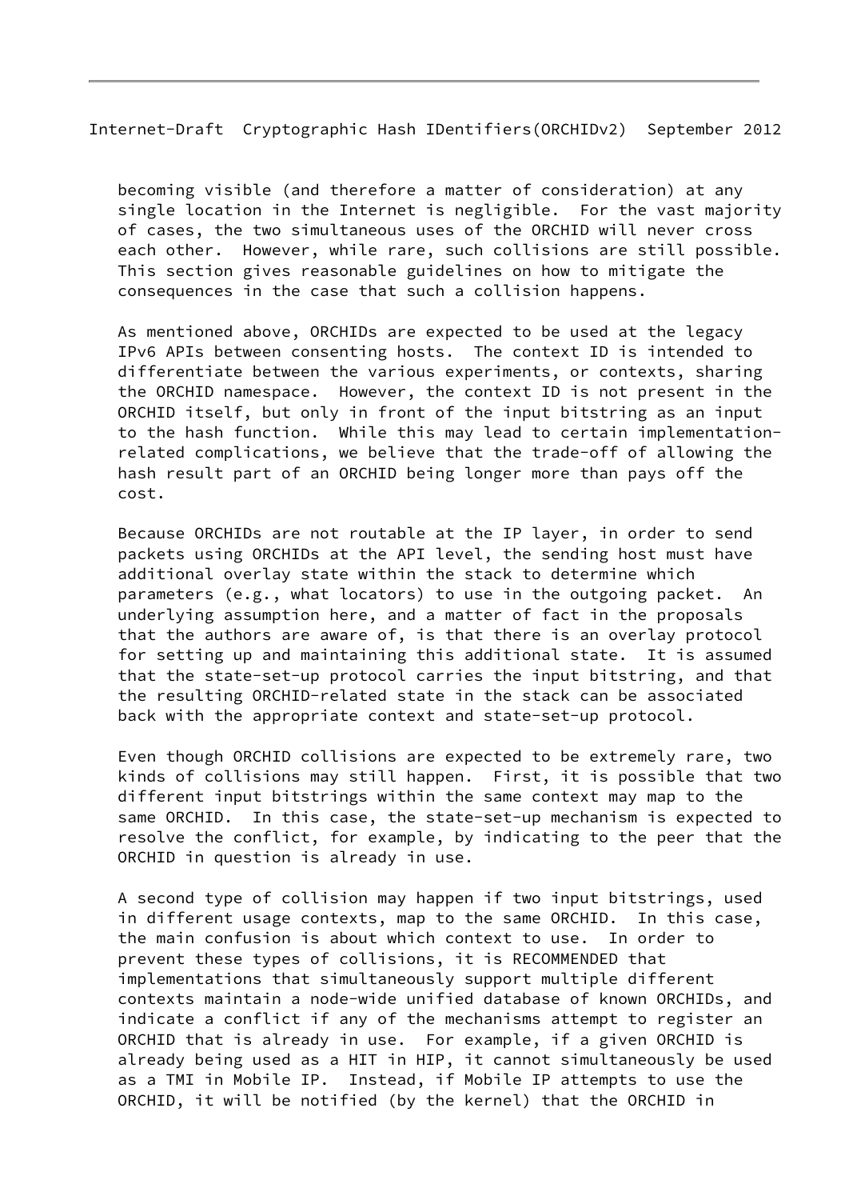becoming visible (and therefore a matter of consideration) at any single location in the Internet is negligible. For the vast majority of cases, the two simultaneous uses of the ORCHID will never cross each other. However, while rare, such collisions are still possible. This section gives reasonable guidelines on how to mitigate the consequences in the case that such a collision happens.

As mentioned above, ORCHIDs are expected to be used at the legacy IPv6 APIs between consenting hosts. The context ID is intended to differentiate between the various experiments, or contexts, sharing the ORCHID namespace. However, the context ID is not present in the ORCHID itself, but only in front of the input bitstring as an input to the hash function. While this may lead to certain implementation-related complications, we believe that the trade-off of allowing the hash result part of an ORCHID being longer more than pays off the cost.

Because ORCHIDs are not routable at the IP layer, in order to send packets using ORCHIDs at the API level, the sending host must have additional overlay state within the stack to determine which parameters (e.g., what locators) to use in the outgoing packet. An underlying assumption here, and a matter of fact in the proposals that the authors are aware of, is that there is an overlay protocol for setting up and maintaining this additional state. It is assumed that the state-set-up protocol carries the input bitstring, and that the resulting ORCHID-related state in the stack can be associated back with the appropriate context and state-set-up protocol.

Even though ORCHID collisions are expected to be extremely rare, two kinds of collisions may still happen. First, it is possible that two different input bitstrings within the same context may map to the same ORCHID. In this case, the state-set-up mechanism is expected to resolve the conflict, for example, by indicating to the peer that the ORCHID in question is already in use.

A second type of collision may happen if two input bitstrings, used in different usage contexts, map to the same ORCHID. In this case, the main confusion is about which context to use. In order to prevent these types of collisions, it is RECOMMENDED that implementations that simultaneously support multiple different contexts maintain a node-wide unified database of known ORCHIDs, and indicate a conflict if any of the mechanisms attempt to register an ORCHID that is already in use. For example, if a given ORCHID is already being used as a HIT in HIP, it cannot simultaneously be used as a TMI in Mobile IP. Instead, if Mobile IP attempts to use the ORCHID, it will be notified (by the kernel) that the ORCHID in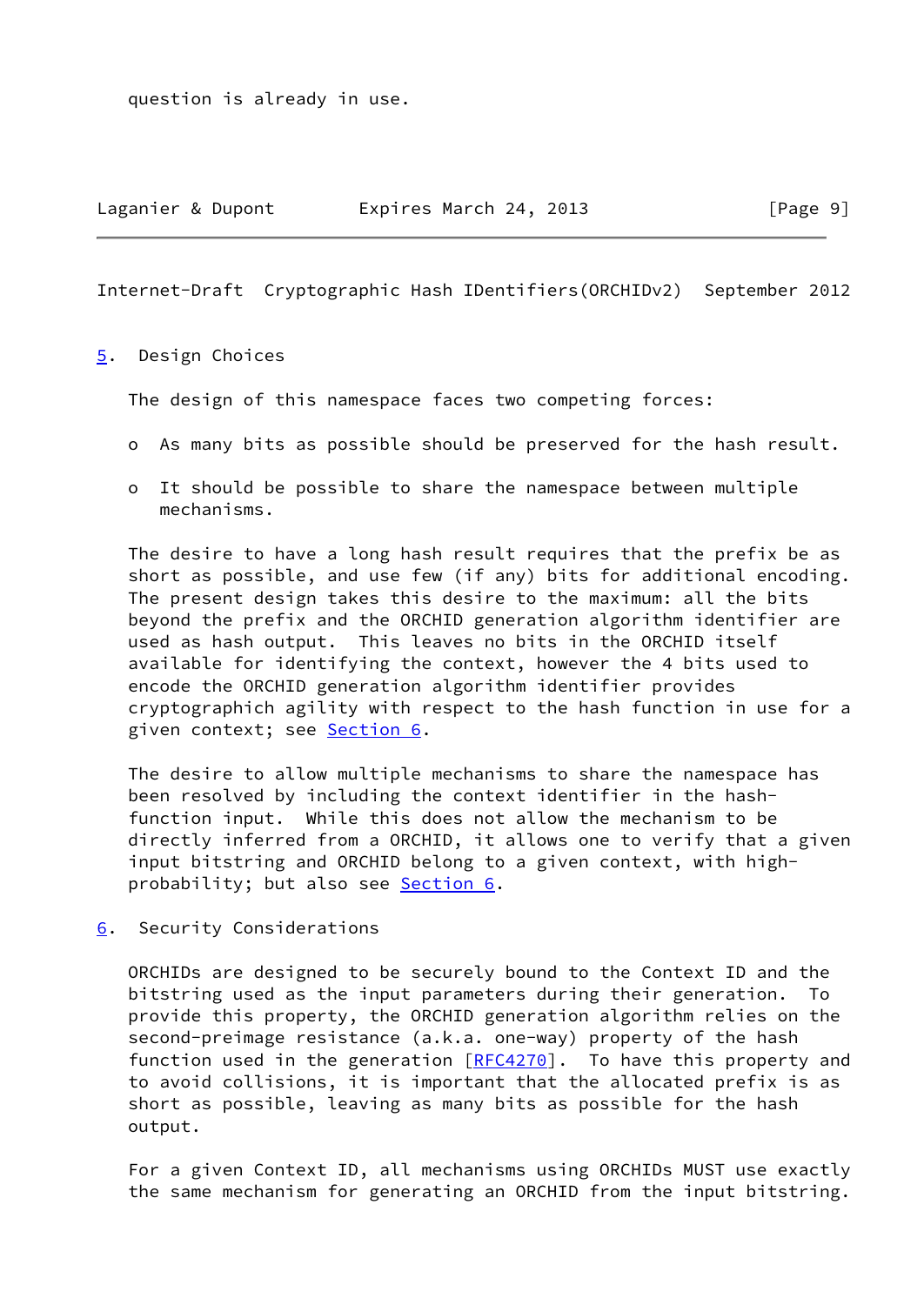question is already in use.

## 5. Design Choices

The design of this namespace faces two competing forces:

- As many bits as possible should be preserved for the hash result.
- It should be possible to share the namespace between multiple mechanisms.

The desire to have a long hash result requires that the prefix be as short as possible, and use few (if any) bits for additional encoding. The present design takes this desire to the maximum: all the bits beyond the prefix and the ORCHID generation algorithm identifier are used as hash output. This leaves no bits in the ORCHID itself available for identifying the context, however the 4 bits used to encode the ORCHID generation algorithm identifier provides cryptographich agility with respect to the hash function in use for a given context; see Section 6.

The desire to allow multiple mechanisms to share the namespace has been resolved by including the context identifier in the hash-function input. While this does not allow the mechanism to be directly inferred from a ORCHID, it allows one to verify that a given input bitstring and ORCHID belong to a given context, with high-probability; but also see Section 6.

## 6. Security Considerations

ORCHIDs are designed to be securely bound to the Context ID and the bitstring used as the input parameters during their generation. To provide this property, the ORCHID generation algorithm relies on the second-preimage resistance (a.k.a. one-way) property of the hash function used in the generation [RFC4270]. To have this property and to avoid collisions, it is important that the allocated prefix is as short as possible, leaving as many bits as possible for the hash output.

For a given Context ID, all mechanisms using ORCHIDs MUST use exactly the same mechanism for generating an ORCHID from the input bitstring.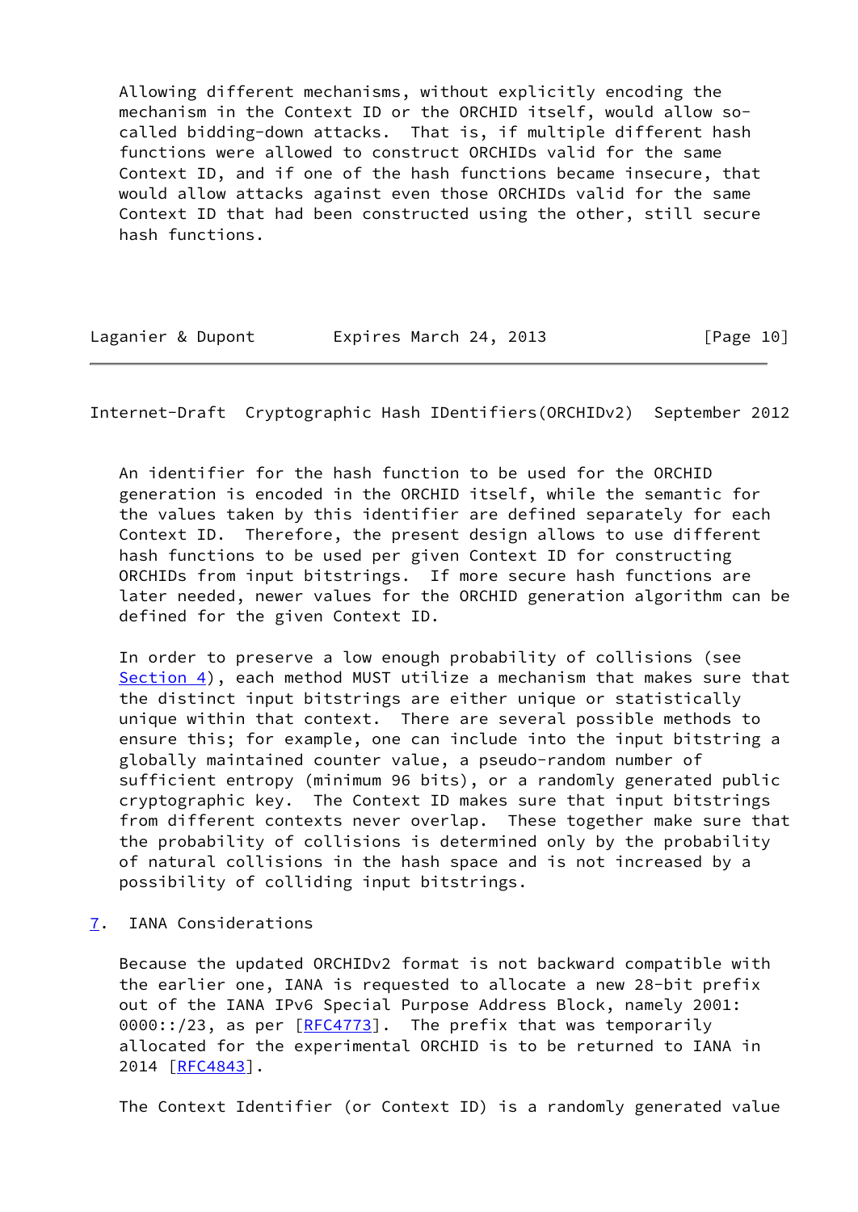Allowing different mechanisms, without explicitly encoding the mechanism in the Context ID or the ORCHID itself, would allow so-called bidding-down attacks. That is, if multiple different hash functions were allowed to construct ORCHIDs valid for the same Context ID, and if one of the hash functions became insecure, that would allow attacks against even those ORCHIDs valid for the same Context ID that had been constructed using the other, still secure hash functions.

An identifier for the hash function to be used for the ORCHID generation is encoded in the ORCHID itself, while the semantic for the values taken by this identifier are defined separately for each Context ID. Therefore, the present design allows to use different hash functions to be used per given Context ID for constructing ORCHIDs from input bitstrings. If more secure hash functions are later needed, newer values for the ORCHID generation algorithm can be defined for the given Context ID.

In order to preserve a low enough probability of collisions (see Section 4), each method MUST utilize a mechanism that makes sure that the distinct input bitstrings are either unique or statistically unique within that context. There are several possible methods to ensure this; for example, one can include into the input bitstring a globally maintained counter value, a pseudo-random number of sufficient entropy (minimum 96 bits), or a randomly generated public cryptographic key. The Context ID makes sure that input bitstrings from different contexts never overlap. These together make sure that the probability of collisions is determined only by the probability of natural collisions in the hash space and is not increased by a possibility of colliding input bitstrings.

## 7. IANA Considerations

Because the updated ORCHIDv2 format is not backward compatible with the earlier one, IANA is requested to allocate a new 28-bit prefix out of the IANA IPv6 Special Purpose Address Block, namely 2001:0000::/23, as per [RFC4773]. The prefix that was temporarily allocated for the experimental ORCHID is to be returned to IANA in 2014 [RFC4843].

The Context Identifier (or Context ID) is a randomly generated value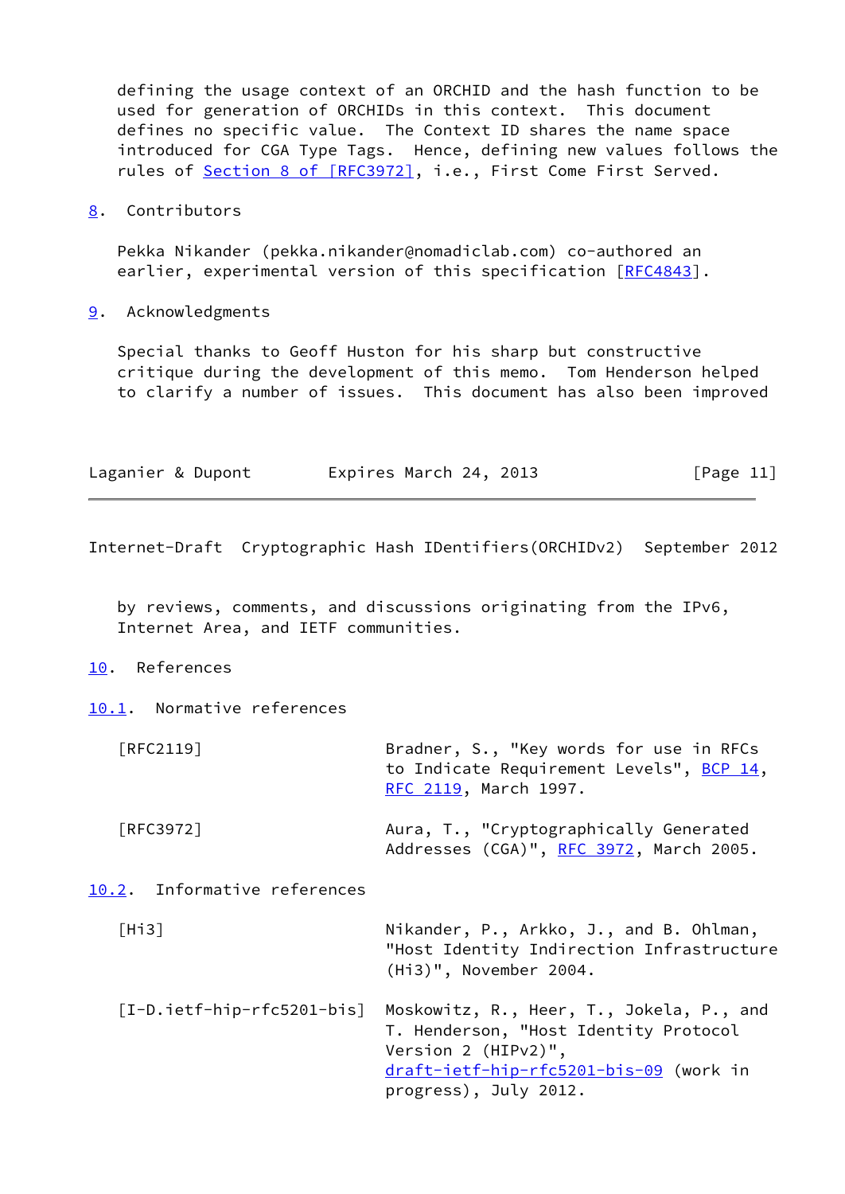defining the usage context of an ORCHID and the hash function to be used for generation of ORCHIDs in this context. This document defines no specific value. The Context ID shares the name space introduced for CGA Type Tags. Hence, defining new values follows the rules of Section 8 of [RFC3972], i.e., First Come First Served.

## 8. Contributors

Pekka Nikander (pekka.nikander@nomadiclab.com) co-authored an earlier, experimental version of this specification [RFC4843].

## 9. Acknowledgments

Special thanks to Geoff Huston for his sharp but constructive critique during the development of this memo. Tom Henderson helped to clarify a number of issues. This document has also been improved by reviews, comments, and discussions originating from the IPv6, Internet Area, and IETF communities.

## 10. References

### 10.1. Normative references

[RFC2119] Bradner, S., "Key words for use in RFCs to Indicate Requirement Levels", BCP 14, RFC 2119, March 1997.

[RFC3972] Aura, T., "Cryptographically Generated Addresses (CGA)", RFC 3972, March 2005.

### 10.2. Informative references

[Hi3] Nikander, P., Arkko, J., and B. Ohlman, "Host Identity Indirection Infrastructure (Hi3)", November 2004.

[I-D.ietf-hip-rfc5201-bis] Moskowitz, R., Heer, T., Jokela, P., and T. Henderson, "Host Identity Protocol Version 2 (HIPv2)", draft-ietf-hip-rfc5201-bis-09 (work in progress), July 2012.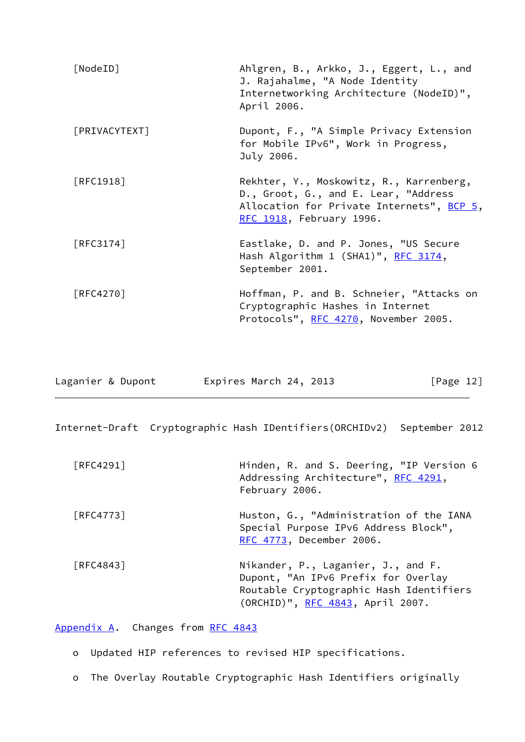[NodeID] Ahlgren, B., Arkko, J., Eggert, L., and J. Rajahalme, "A Node Identity Internetworking Architecture (NodeID)", April 2006.

[PRIVACYTEXT] Dupont, F., "A Simple Privacy Extension for Mobile IPv6", Work in Progress, July 2006.

[RFC1918] Rekhter, Y., Moskowitz, R., Karrenberg, D., Groot, G., and E. Lear, "Address Allocation for Private Internets", BCP 5, RFC 1918, February 1996.

[RFC3174] Eastlake, D. and P. Jones, "US Secure Hash Algorithm 1 (SHA1)", RFC 3174, September 2001.

[RFC4270] Hoffman, P. and B. Schneier, "Attacks on Cryptographic Hashes in Internet Protocols", RFC 4270, November 2005.

[RFC4291] Hinden, R. and S. Deering, "IP Version 6 Addressing Architecture", RFC 4291, February 2006.

[RFC4773] Huston, G., "Administration of the IANA Special Purpose IPv6 Address Block", RFC 4773, December 2006.

[RFC4843] Nikander, P., Laganier, J., and F. Dupont, "An IPv6 Prefix for Overlay Routable Cryptographic Hash Identifiers (ORCHID)", RFC 4843, April 2007.

## Appendix A. Changes from RFC 4843

- Updated HIP references to revised HIP specifications.
- The Overlay Routable Cryptographic Hash Identifiers originally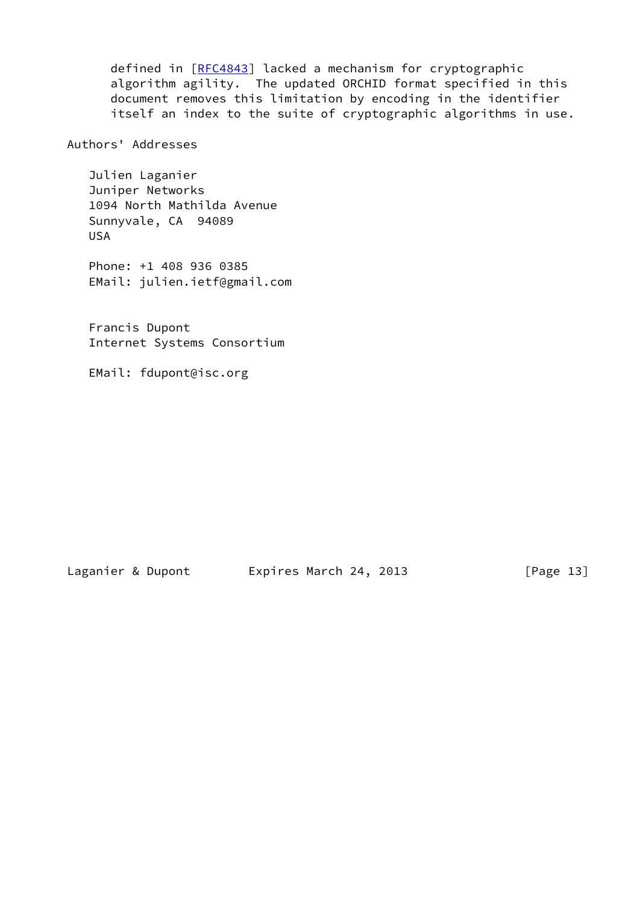defined in [RFC4843] lacked a mechanism for cryptographic algorithm agility. The updated ORCHID format specified in this document removes this limitation by encoding in the identifier itself an index to the suite of cryptographic algorithms in use.

## Authors' Addresses

Julien Laganier
Juniper Networks
1094 North Mathilda Avenue
Sunnyvale, CA 94089
USA

Phone: +1 408 936 0385
EMail: julien.ietf@gmail.com

Francis Dupont
Internet Systems Consortium

EMail: fdupont@isc.org